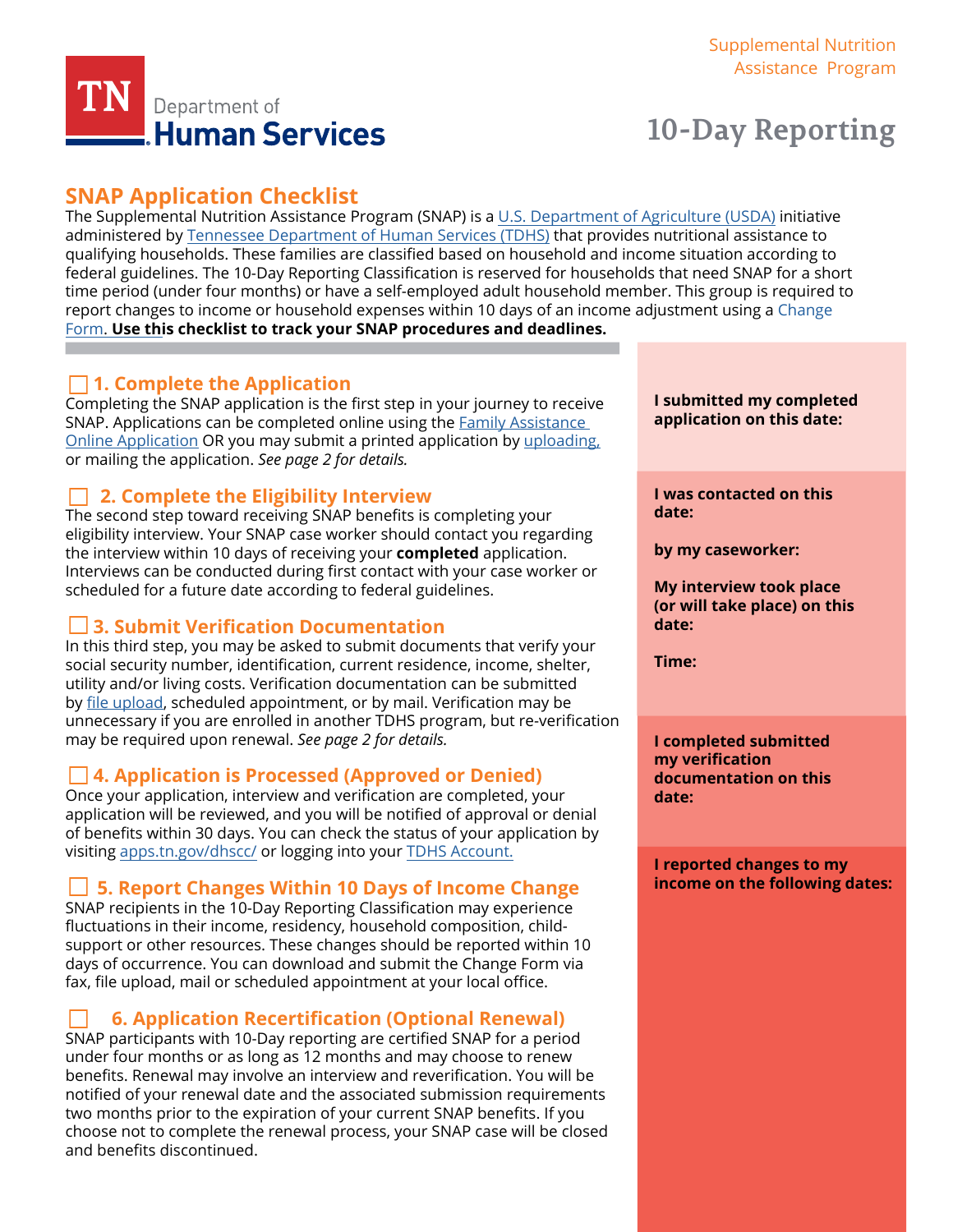Supplemental Nutrition Assistance Program

TN Department of Human Services

# 10-Day Reporting

## SNAP Application Checklist

The Supplemental Nutrition Assistance Program (SNAP) is a U.S. Department of Agriculture (USDA) initiative administered by Tennessee Department of Human Services (TDHS) that provides nutritional assistance to qualifying households. These families are classified based on household and income situation according to federal guidelines. The 10-Day Reporting Classification is reserved for households that need SNAP for a short time period (under four months) or have a self-employed adult household member. This group is required to report changes to income or household expenses within 10 days of an income adjustment using a Change Form. **Use this checklist to track your SNAP procedures and deadlines.**

### ☐ 1. Complete the Application

Completing the SNAP application is the first step in your journey to receive SNAP. Applications can be completed online using the Family Assistance Online Application OR you may submit a printed application by uploading, or mailing the application. *See page 2 for details.*

**I submitted my completed application on this date:**

### ☐ 2. Complete the Eligibility Interview

The second step toward receiving SNAP benefits is completing your eligibility interview. Your SNAP case worker should contact you regarding the interview within 10 days of receiving your **completed** application. Interviews can be conducted during first contact with your case worker or scheduled for a future date according to federal guidelines.

**I was contacted on this date:**

**by my caseworker:**

**My interview took place (or will take place) on this date:**

**Time:**

### ☐ 3. Submit Verification Documentation

In this third step, you may be asked to submit documents that verify your social security number, identification, current residence, income, shelter, utility and/or living costs. Verification documentation can be submitted by file upload, scheduled appointment, or by mail. Verification may be unnecessary if you are enrolled in another TDHS program, but re-verification may be required upon renewal. *See page 2 for details.*

**I completed submitted my verification documentation on this date:**

### ☐ 4. Application is Processed (Approved or Denied)

Once your application, interview and verification are completed, your application will be reviewed, and you will be notified of approval or denial of benefits within 30 days. You can check the status of your application by visiting apps.tn.gov/dhscc/ or logging into your TDHS Account.

### ☐ 5. Report Changes Within 10 Days of Income Change

SNAP recipients in the 10-Day Reporting Classification may experience fluctuations in their income, residency, household composition, child-support or other resources. These changes should be reported within 10 days of occurrence. You can download and submit the Change Form via fax, file upload, mail or scheduled appointment at your local office.

**I reported changes to my income on the following dates:**

### ☐ 6. Application Recertification (Optional Renewal)

SNAP participants with 10-Day reporting are certified SNAP for a period under four months or as long as 12 months and may choose to renew benefits. Renewal may involve an interview and reverification. You will be notified of your renewal date and the associated submission requirements two months prior to the expiration of your current SNAP benefits. If you choose not to complete the renewal process, your SNAP case will be closed and benefits discontinued.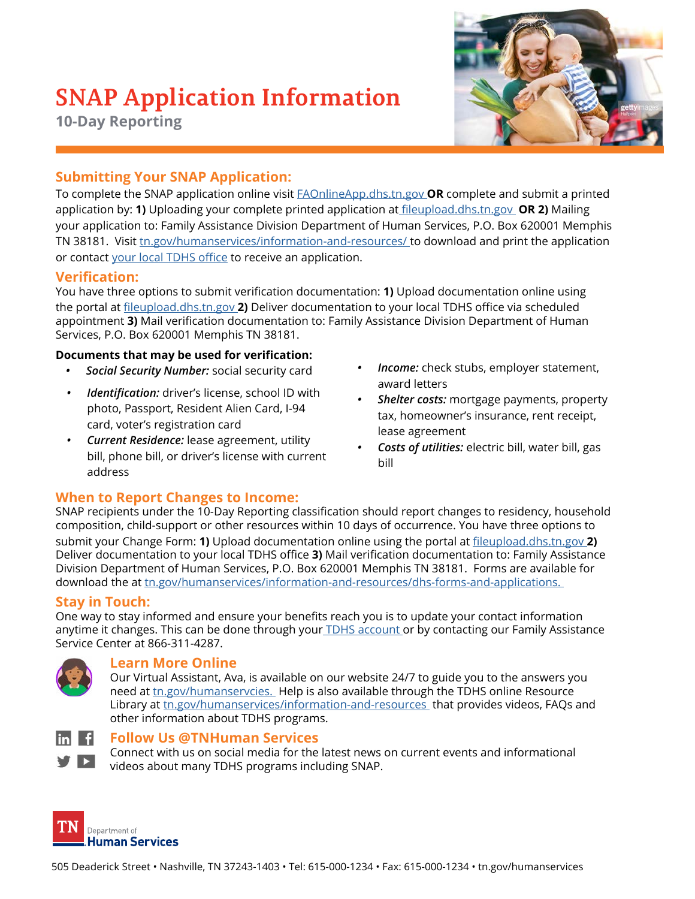# SNAP Application Information

## 10-Day Reporting

### Submitting Your SNAP Application:

To complete the SNAP application online visit FAOnlineApp.dhs.tn.gov **OR** complete and submit a printed application by: **1)** Uploading your complete printed application at fileupload.dhs.tn.gov **OR 2)** Mailing your application to: Family Assistance Division Department of Human Services, P.O. Box 620001 Memphis TN 38181. Visit tn.gov/humanservices/information-and-resources/ to download and print the application or contact your local TDHS office to receive an application.

### Verification:

You have three options to submit verification documentation: **1)** Upload documentation online using the portal at fileupload.dhs.tn.gov **2)** Deliver documentation to your local TDHS office via scheduled appointment **3)** Mail verification documentation to: Family Assistance Division Department of Human Services, P.O. Box 620001 Memphis TN 38181.

**Documents that may be used for verification:**

- ***Social Security Number:*** social security card
- ***Identification:*** driver's license, school ID with photo, Passport, Resident Alien Card, I-94 card, voter's registration card
- ***Current Residence:*** lease agreement, utility bill, phone bill, or driver's license with current address
- ***Income:*** check stubs, employer statement, award letters
- ***Shelter costs:*** mortgage payments, property tax, homeowner's insurance, rent receipt, lease agreement
- ***Costs of utilities:*** electric bill, water bill, gas bill

### When to Report Changes to Income:

SNAP recipients under the 10-Day Reporting classification should report changes to residency, household composition, child-support or other resources within 10 days of occurrence. You have three options to submit your Change Form: **1)** Upload documentation online using the portal at fileupload.dhs.tn.gov **2)** Deliver documentation to your local TDHS office **3)** Mail verification documentation to: Family Assistance Division Department of Human Services, P.O. Box 620001 Memphis TN 38181. Forms are available for download the at tn.gov/humanservices/information-and-resources/dhs-forms-and-applications.

### Stay in Touch:

One way to stay informed and ensure your benefits reach you is to update your contact information anytime it changes. This can be done through your TDHS account or by contacting our Family Assistance Service Center at 866-311-4287.

### Learn More Online

Our Virtual Assistant, Ava, is available on our website 24/7 to guide you to the answers you need at tn.gov/humanservcies. Help is also available through the TDHS online Resource Library at tn.gov/humanservices/information-and-resources that provides videos, FAQs and other information about TDHS programs.

### Follow Us @TNHuman Services

Connect with us on social media for the latest news on current events and informational videos about many TDHS programs including SNAP.

TN Department of Human Services

505 Deaderick Street • Nashville, TN 37243-1403 • Tel: 615-000-1234 • Fax: 615-000-1234 • tn.gov/humanservices